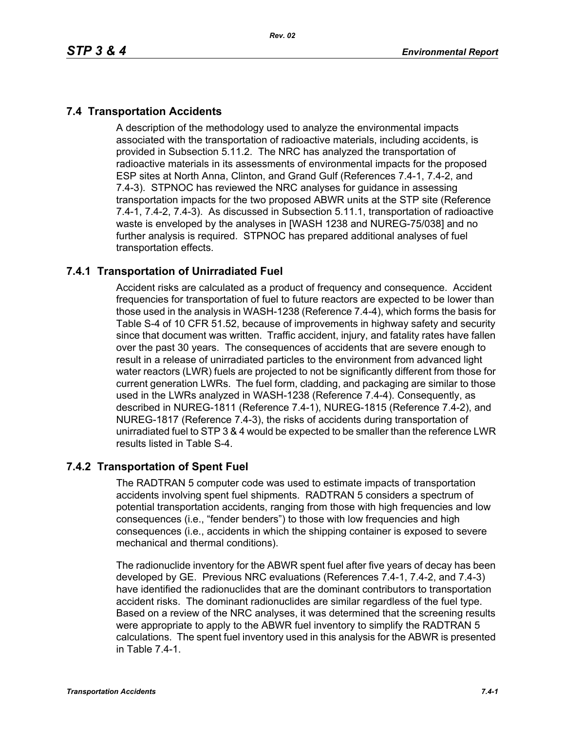## 7.4 Transportation Accidents

A description of the methodology used to analyze the environmental impacts associated with the transportation of radioactive materials, including accidents, is provided in Subsection 5.11.2. The NRC has analyzed the transportation of radioactive materials in its assessments of environmental impacts for the proposed ESP sites at North Anna, Clinton, and Grand Gulf (References 7.4-1, 7.4-2, and 7.4-3). STPNOC has reviewed the NRC analyses for guidance in assessing transportation impacts for the two proposed ABWR units at the STP site (Reference 7.4-1, 7.4-2, 7.4-3). As discussed in Subsection 5.11.1, transportation of radioactive waste is enveloped by the analyses in [WASH 1238 and NUREG-75/038] and no further analysis is required. STPNOC has prepared additional analyses of fuel transportation effects.

### 7.4.1 Transportation of Unirradiated Fuel

Accident risks are calculated as a product of frequency and consequence. Accident frequencies for transportation of fuel to future reactors are expected to be lower than those used in the analysis in WASH-1238 (Reference 7.4-4), which forms the basis for Table S-4 of 10 CFR 51.52, because of improvements in highway safety and security since that document was written. Traffic accident, injury, and fatality rates have fallen over the past 30 years. The consequences of accidents that are severe enough to result in a release of unirradiated particles to the environment from advanced light water reactors (LWR) fuels are projected to not be significantly different from those for current generation LWRs. The fuel form, cladding, and packaging are similar to those used in the LWRs analyzed in WASH-1238 (Reference 7.4-4). Consequently, as described in NUREG-1811 (Reference 7.4-1), NUREG-1815 (Reference 7.4-2), and NUREG-1817 (Reference 7.4-3), the risks of accidents during transportation of unirradiated fuel to STP 3 & 4 would be expected to be smaller than the reference LWR results listed in Table S-4.

### 7.4.2 Transportation of Spent Fuel

The RADTRAN 5 computer code was used to estimate impacts of transportation accidents involving spent fuel shipments. RADTRAN 5 considers a spectrum of potential transportation accidents, ranging from those with high frequencies and low consequences (i.e., "fender benders") to those with low frequencies and high consequences (i.e., accidents in which the shipping container is exposed to severe mechanical and thermal conditions).

The radionuclide inventory for the ABWR spent fuel after five years of decay has been developed by GE. Previous NRC evaluations (References 7.4-1, 7.4-2, and 7.4-3) have identified the radionuclides that are the dominant contributors to transportation accident risks. The dominant radionuclides are similar regardless of the fuel type. Based on a review of the NRC analyses, it was determined that the screening results were appropriate to apply to the ABWR fuel inventory to simplify the RADTRAN 5 calculations. The spent fuel inventory used in this analysis for the ABWR is presented in Table 7.4-1.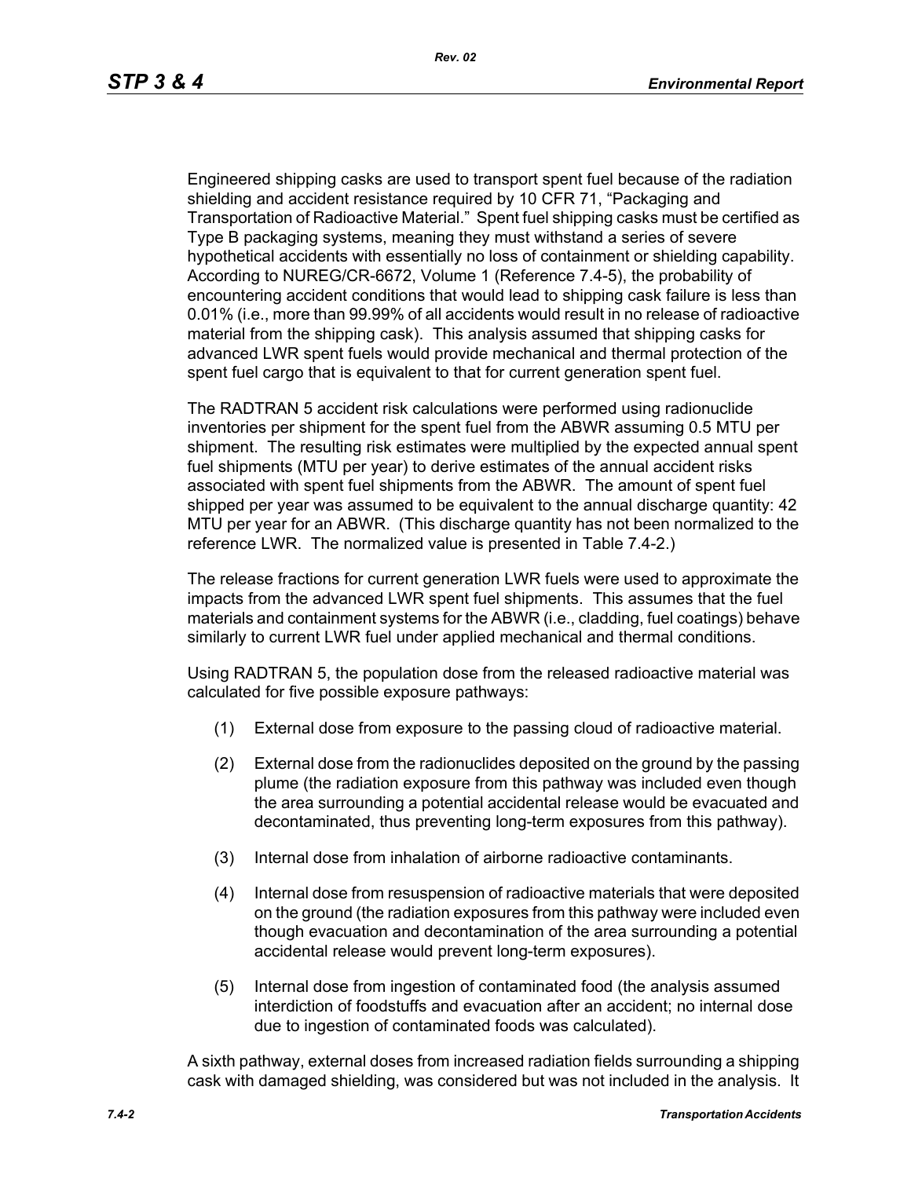Engineered shipping casks are used to transport spent fuel because of the radiation shielding and accident resistance required by 10 CFR 71, "Packaging and Transportation of Radioactive Material." Spent fuel shipping casks must be certified as Type B packaging systems, meaning they must withstand a series of severe hypothetical accidents with essentially no loss of containment or shielding capability. According to NUREG/CR-6672, Volume 1 (Reference 7.4-5), the probability of encountering accident conditions that would lead to shipping cask failure is less than 0.01% (i.e., more than 99.99% of all accidents would result in no release of radioactive material from the shipping cask). This analysis assumed that shipping casks for advanced LWR spent fuels would provide mechanical and thermal protection of the spent fuel cargo that is equivalent to that for current generation spent fuel.

The RADTRAN 5 accident risk calculations were performed using radionuclide inventories per shipment for the spent fuel from the ABWR assuming 0.5 MTU per shipment. The resulting risk estimates were multiplied by the expected annual spent fuel shipments (MTU per year) to derive estimates of the annual accident risks associated with spent fuel shipments from the ABWR. The amount of spent fuel shipped per year was assumed to be equivalent to the annual discharge quantity: 42 MTU per year for an ABWR. (This discharge quantity has not been normalized to the reference LWR. The normalized value is presented in Table 7.4-2.)

The release fractions for current generation LWR fuels were used to approximate the impacts from the advanced LWR spent fuel shipments. This assumes that the fuel materials and containment systems for the ABWR (i.e., cladding, fuel coatings) behave similarly to current LWR fuel under applied mechanical and thermal conditions.

Using RADTRAN 5, the population dose from the released radioactive material was calculated for five possible exposure pathways:

(1) External dose from exposure to the passing cloud of radioactive material.

(2) External dose from the radionuclides deposited on the ground by the passing plume (the radiation exposure from this pathway was included even though the area surrounding a potential accidental release would be evacuated and decontaminated, thus preventing long-term exposures from this pathway).

(3) Internal dose from inhalation of airborne radioactive contaminants.

(4) Internal dose from resuspension of radioactive materials that were deposited on the ground (the radiation exposures from this pathway were included even though evacuation and decontamination of the area surrounding a potential accidental release would prevent long-term exposures).

(5) Internal dose from ingestion of contaminated food (the analysis assumed interdiction of foodstuffs and evacuation after an accident; no internal dose due to ingestion of contaminated foods was calculated).

A sixth pathway, external doses from increased radiation fields surrounding a shipping cask with damaged shielding, was considered but was not included in the analysis. It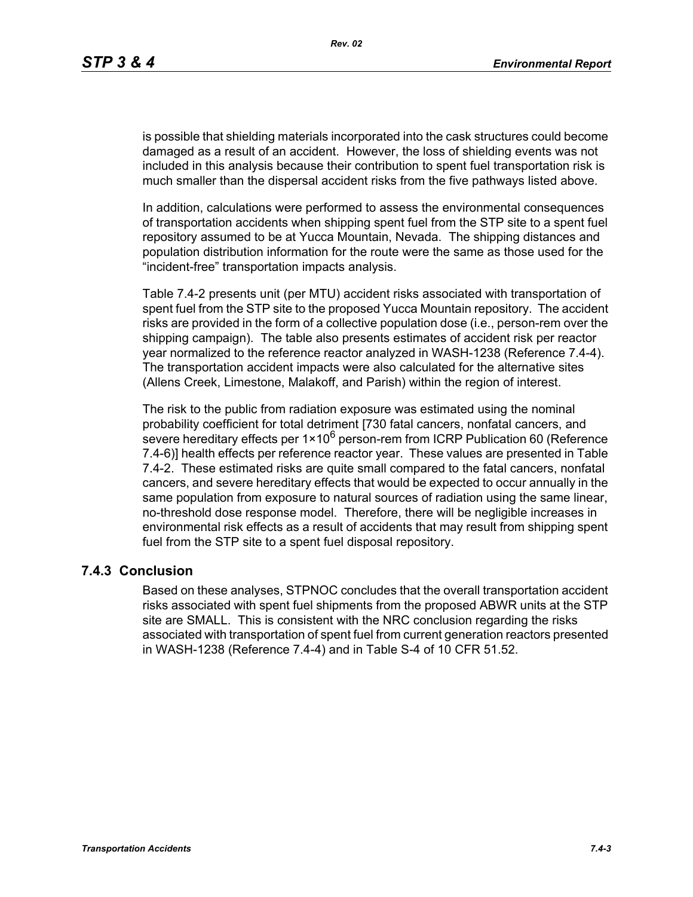is possible that shielding materials incorporated into the cask structures could become damaged as a result of an accident. However, the loss of shielding events was not included in this analysis because their contribution to spent fuel transportation risk is much smaller than the dispersal accident risks from the five pathways listed above.

In addition, calculations were performed to assess the environmental consequences of transportation accidents when shipping spent fuel from the STP site to a spent fuel repository assumed to be at Yucca Mountain, Nevada. The shipping distances and population distribution information for the route were the same as those used for the "incident-free" transportation impacts analysis.

Table 7.4-2 presents unit (per MTU) accident risks associated with transportation of spent fuel from the STP site to the proposed Yucca Mountain repository. The accident risks are provided in the form of a collective population dose (i.e., person-rem over the shipping campaign). The table also presents estimates of accident risk per reactor year normalized to the reference reactor analyzed in WASH-1238 (Reference 7.4-4). The transportation accident impacts were also calculated for the alternative sites (Allens Creek, Limestone, Malakoff, and Parish) within the region of interest.

The risk to the public from radiation exposure was estimated using the nominal probability coefficient for total detriment [730 fatal cancers, nonfatal cancers, and severe hereditary effects per $1 \times 10^6$ person-rem from ICRP Publication 60 (Reference 7.4-6)] health effects per reference reactor year. These values are presented in Table 7.4-2. These estimated risks are quite small compared to the fatal cancers, nonfatal cancers, and severe hereditary effects that would be expected to occur annually in the same population from exposure to natural sources of radiation using the same linear, no-threshold dose response model. Therefore, there will be negligible increases in environmental risk effects as a result of accidents that may result from shipping spent fuel from the STP site to a spent fuel disposal repository.

### 7.4.3 Conclusion

Based on these analyses, STPNOC concludes that the overall transportation accident risks associated with spent fuel shipments from the proposed ABWR units at the STP site are SMALL. This is consistent with the NRC conclusion regarding the risks associated with transportation of spent fuel from current generation reactors presented in WASH-1238 (Reference 7.4-4) and in Table S-4 of 10 CFR 51.52.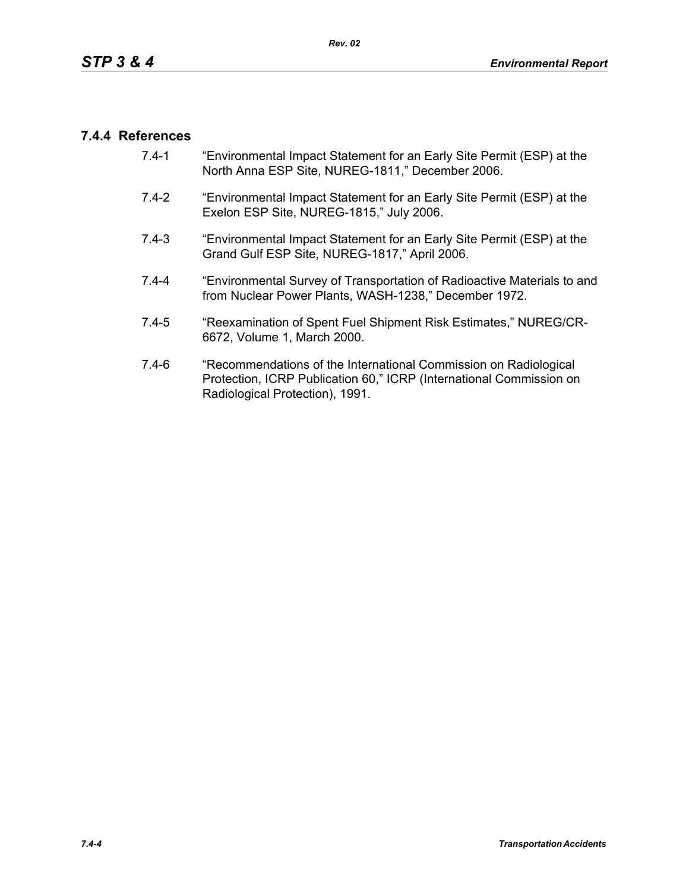### 7.4.4 References

7.4-1 "Environmental Impact Statement for an Early Site Permit (ESP) at the North Anna ESP Site, NUREG-1811," December 2006.

7.4-2 "Environmental Impact Statement for an Early Site Permit (ESP) at the Exelon ESP Site, NUREG-1815," July 2006.

7.4-3 "Environmental Impact Statement for an Early Site Permit (ESP) at the Grand Gulf ESP Site, NUREG-1817," April 2006.

7.4-4 "Environmental Survey of Transportation of Radioactive Materials to and from Nuclear Power Plants, WASH-1238," December 1972.

7.4-5 "Reexamination of Spent Fuel Shipment Risk Estimates," NUREG/CR-6672, Volume 1, March 2000.

7.4-6 "Recommendations of the International Commission on Radiological Protection, ICRP Publication 60," ICRP (International Commission on Radiological Protection), 1991.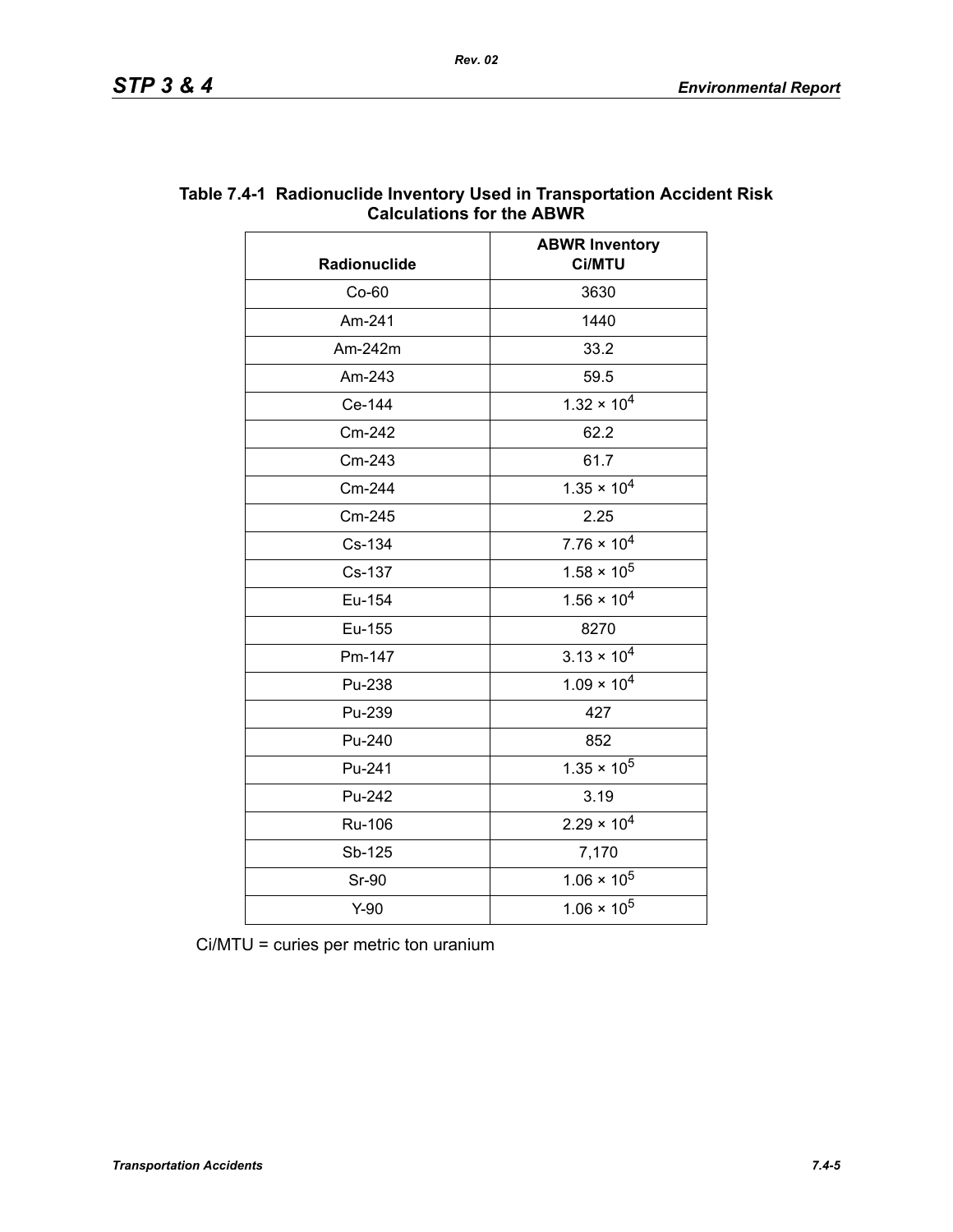### Table 7.4-1 Radionuclide Inventory Used in Transportation Accident Risk Calculations for the ABWR

| Radionuclide | ABWR Inventory Ci/MTU |
|---|---|
| Co-60 | 3630 |
| Am-241 | 1440 |
| Am-242m | 33.2 |
| Am-243 | 59.5 |
| Ce-144 | $1.32 \times 10^4$ |
| Cm-242 | 62.2 |
| Cm-243 | 61.7 |
| Cm-244 | $1.35 \times 10^4$ |
| Cm-245 | 2.25 |
| Cs-134 | $7.76 \times 10^4$ |
| Cs-137 | $1.58 \times 10^5$ |
| Eu-154 | $1.56 \times 10^4$ |
| Eu-155 | 8270 |
| Pm-147 | $3.13 \times 10^4$ |
| Pu-238 | $1.09 \times 10^4$ |
| Pu-239 | 427 |
| Pu-240 | 852 |
| Pu-241 | $1.35 \times 10^5$ |
| Pu-242 | 3.19 |
| Ru-106 | $2.29 \times 10^4$ |
| Sb-125 | 7,170 |
| Sr-90 | $1.06 \times 10^5$ |
| Y-90 | $1.06 \times 10^5$ |

Ci/MTU = curies per metric ton uranium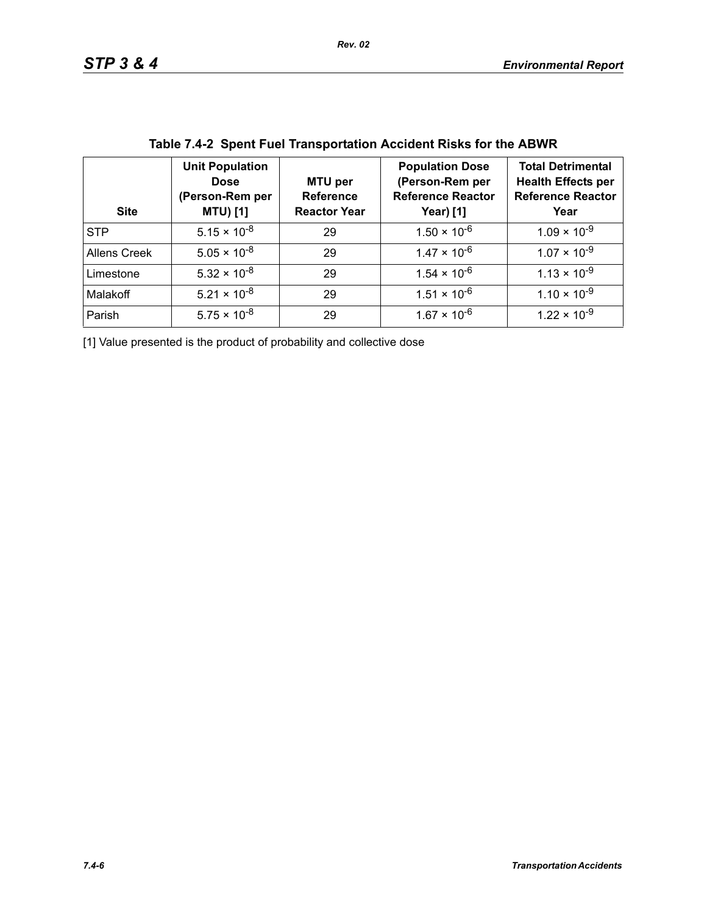**Table 7.4-2 Spent Fuel Transportation Accident Risks for the ABWR**

| Site | Unit Population Dose (Person-Rem per MTU) [1] | MTU per Reference Reactor Year | Population Dose (Person-Rem per Reference Reactor Year) [1] | Total Detrimental Health Effects per Reference Reactor Year |
|---|---|---|---|---|
| STP | $5.15 \times 10^{-8}$ | 29 | $1.50 \times 10^{-6}$ | $1.09 \times 10^{-9}$ |
| Allens Creek | $5.05 \times 10^{-8}$ | 29 | $1.47 \times 10^{-6}$ | $1.07 \times 10^{-9}$ |
| Limestone | $5.32 \times 10^{-8}$ | 29 | $1.54 \times 10^{-6}$ | $1.13 \times 10^{-9}$ |
| Malakoff | $5.21 \times 10^{-8}$ | 29 | $1.51 \times 10^{-6}$ | $1.10 \times 10^{-9}$ |
| Parish | $5.75 \times 10^{-8}$ | 29 | $1.67 \times 10^{-6}$ | $1.22 \times 10^{-9}$ |

[1] Value presented is the product of probability and collective dose